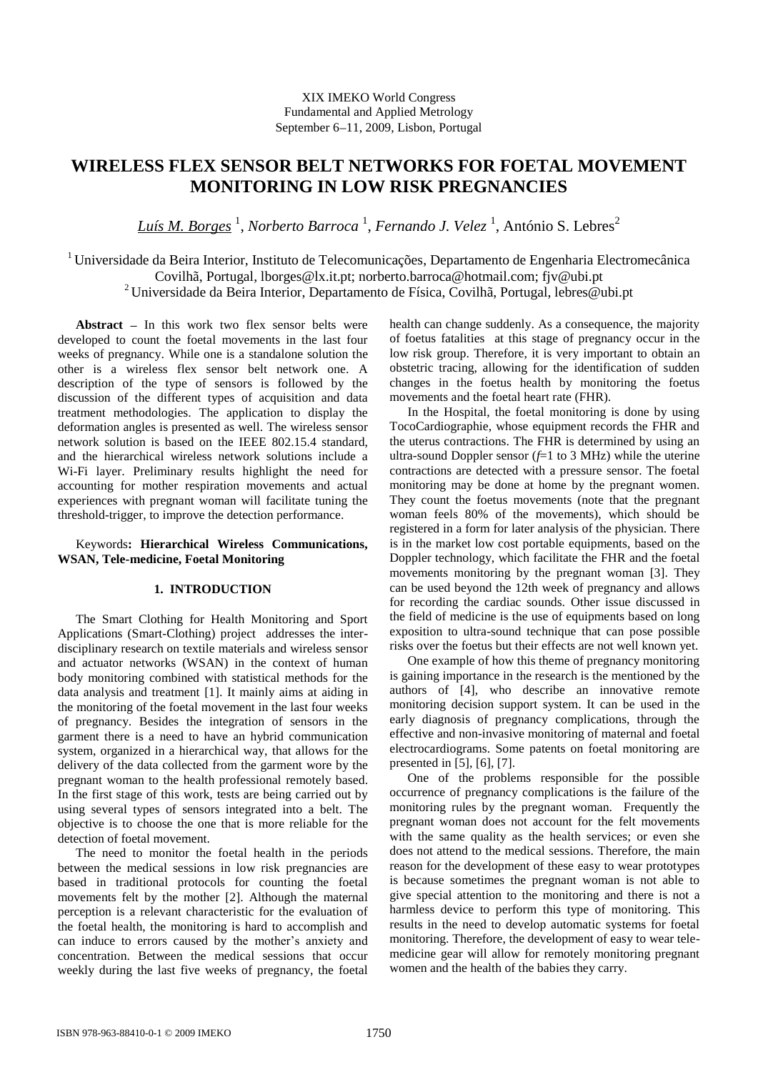XIX IMEKO World Congress
Fundamental and Applied Metrology
September 6–11, 2009, Lisbon, Portugal

# WIRELESS FLEX SENSOR BELT NETWORKS FOR FOETAL MOVEMENT MONITORING IN LOW RISK PREGNANCIES

*Luís M. Borges* [1], *Norberto Barroca* [1], *Fernando J. Velez* [1], António S. Lebres[2]

[1] Universidade da Beira Interior, Instituto de Telecomunicações, Departamento de Engenharia Electromecânica Covilhã, Portugal, lborges@lx.it.pt; norberto.barroca@hotmail.com; fjv@ubi.pt
[2] Universidade da Beira Interior, Departamento de Física, Covilhã, Portugal, lebres@ubi.pt

**Abstract –** In this work two flex sensor belts were developed to count the foetal movements in the last four weeks of pregnancy. While one is a standalone solution the other is a wireless flex sensor belt network one. A description of the type of sensors is followed by the discussion of the different types of acquisition and data treatment methodologies. The application to display the deformation angles is presented as well. The wireless sensor network solution is based on the IEEE 802.15.4 standard, and the hierarchical wireless network solutions include a Wi-Fi layer. Preliminary results highlight the need for accounting for mother respiration movements and actual experiences with pregnant woman will facilitate tuning the threshold-trigger, to improve the detection performance.

Keywords**: Hierarchical Wireless Communications, WSAN, Tele-medicine, Foetal Monitoring**

## 1. INTRODUCTION

The Smart Clothing for Health Monitoring and Sport Applications (Smart-Clothing) project addresses the inter-disciplinary research on textile materials and wireless sensor and actuator networks (WSAN) in the context of human body monitoring combined with statistical methods for the data analysis and treatment [1]. It mainly aims at aiding in the monitoring of the foetal movement in the last four weeks of pregnancy. Besides the integration of sensors in the garment there is a need to have an hybrid communication system, organized in a hierarchical way, that allows for the delivery of the data collected from the garment wore by the pregnant woman to the health professional remotely based. In the first stage of this work, tests are being carried out by using several types of sensors integrated into a belt. The objective is to choose the one that is more reliable for the detection of foetal movement.

The need to monitor the foetal health in the periods between the medical sessions in low risk pregnancies are based in traditional protocols for counting the foetal movements felt by the mother [2]. Although the maternal perception is a relevant characteristic for the evaluation of the foetal health, the monitoring is hard to accomplish and can induce to errors caused by the mother's anxiety and concentration. Between the medical sessions that occur weekly during the last five weeks of pregnancy, the foetal health can change suddenly. As a consequence, the majority of foetus fatalities at this stage of pregnancy occur in the low risk group. Therefore, it is very important to obtain an obstetric tracing, allowing for the identification of sudden changes in the foetus health by monitoring the foetus movements and the foetal heart rate (FHR).

In the Hospital, the foetal monitoring is done by using TocoCardiographie, whose equipment records the FHR and the uterus contractions. The FHR is determined by using an ultra-sound Doppler sensor ($f$=1 to 3 MHz) while the uterine contractions are detected with a pressure sensor. The foetal monitoring may be done at home by the pregnant women. They count the foetus movements (note that the pregnant woman feels 80% of the movements), which should be registered in a form for later analysis of the physician. There is in the market low cost portable equipments, based on the Doppler technology, which facilitate the FHR and the foetal movements monitoring by the pregnant woman [3]. They can be used beyond the 12th week of pregnancy and allows for recording the cardiac sounds. Other issue discussed in the field of medicine is the use of equipments based on long exposition to ultra-sound technique that can pose possible risks over the foetus but their effects are not well known yet.

One example of how this theme of pregnancy monitoring is gaining importance in the research is the mentioned by the authors of [4], who describe an innovative remote monitoring decision support system. It can be used in the early diagnosis of pregnancy complications, through the effective and non-invasive monitoring of maternal and foetal electrocardiograms. Some patents on foetal monitoring are presented in [5], [6], [7].

One of the problems responsible for the possible occurrence of pregnancy complications is the failure of the monitoring rules by the pregnant woman. Frequently the pregnant woman does not account for the felt movements with the same quality as the health services; or even she does not attend to the medical sessions. Therefore, the main reason for the development of these easy to wear prototypes is because sometimes the pregnant woman is not able to give special attention to the monitoring and there is not a harmless device to perform this type of monitoring. This results in the need to develop automatic systems for foetal monitoring. Therefore, the development of easy to wear tele-medicine gear will allow for remotely monitoring pregnant women and the health of the babies they carry.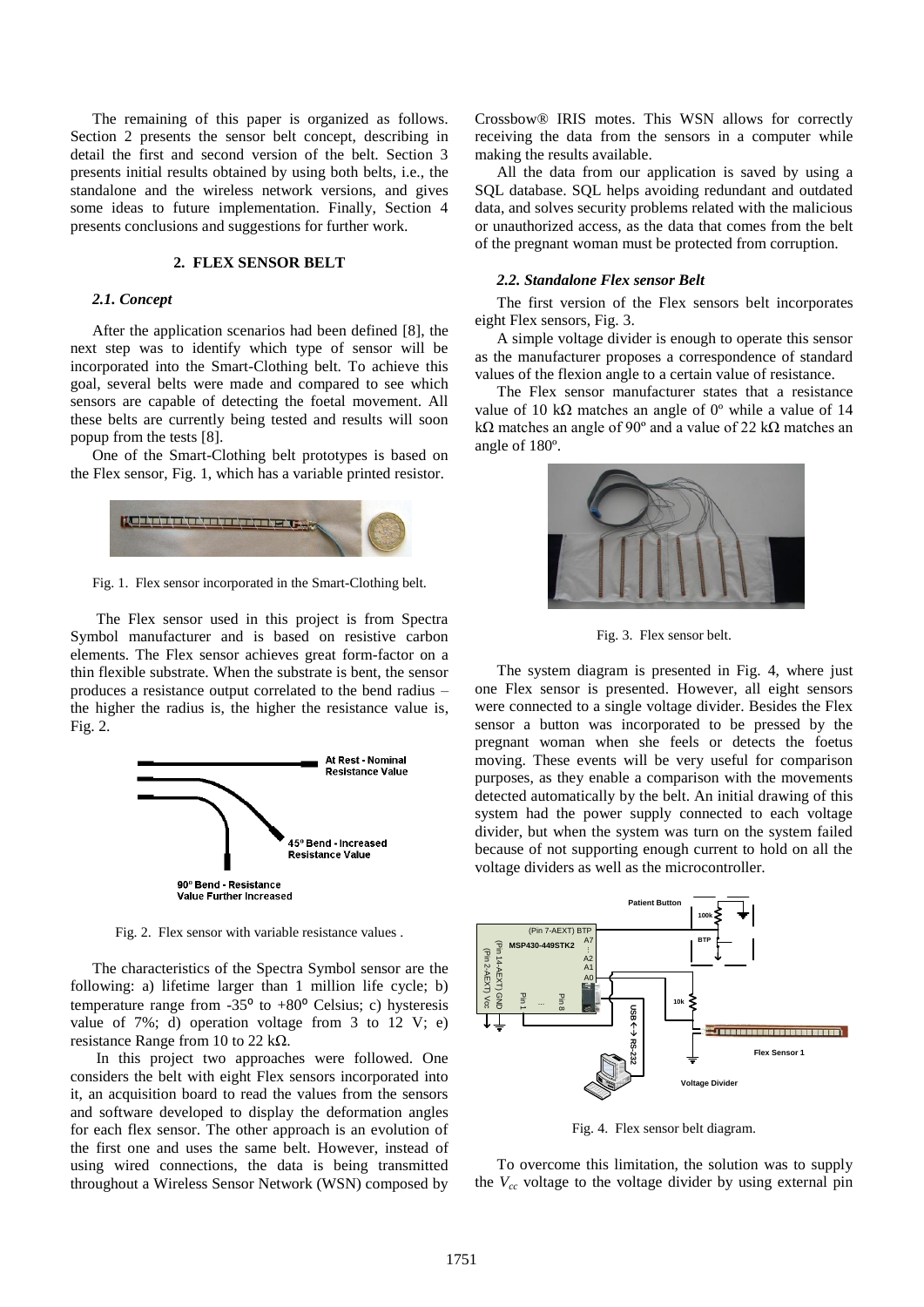The remaining of this paper is organized as follows. Section 2 presents the sensor belt concept, describing in detail the first and second version of the belt. Section 3 presents initial results obtained by using both belts, i.e., the standalone and the wireless network versions, and gives some ideas to future implementation. Finally, Section 4 presents conclusions and suggestions for further work.

## 2. FLEX SENSOR BELT

### *2.1. Concept*

After the application scenarios had been defined [8], the next step was to identify which type of sensor will be incorporated into the Smart-Clothing belt. To achieve this goal, several belts were made and compared to see which sensors are capable of detecting the foetal movement. All these belts are currently being tested and results will soon popup from the tests [8].

One of the Smart-Clothing belt prototypes is based on the Flex sensor, Fig. 1, which has a variable printed resistor.

Fig. 1. Flex sensor incorporated in the Smart-Clothing belt.

The Flex sensor used in this project is from Spectra Symbol manufacturer and is based on resistive carbon elements. The Flex sensor achieves great form-factor on a thin flexible substrate. When the substrate is bent, the sensor produces a resistance output correlated to the bend radius – the higher the radius is, the higher the resistance value is, Fig. 2.

Fig. 2. Flex sensor with variable resistance values .

The characteristics of the Spectra Symbol sensor are the following: a) lifetime larger than 1 million life cycle; b) temperature range from -35º to +80º Celsius; c) hysteresis value of 7%; d) operation voltage from 3 to 12 V; e) resistance Range from 10 to 22 kΩ.

In this project two approaches were followed. One considers the belt with eight Flex sensors incorporated into it, an acquisition board to read the values from the sensors and software developed to display the deformation angles for each flex sensor. The other approach is an evolution of the first one and uses the same belt. However, instead of using wired connections, the data is being transmitted throughout a Wireless Sensor Network (WSN) composed by Crossbow® IRIS motes. This WSN allows for correctly receiving the data from the sensors in a computer while making the results available.

All the data from our application is saved by using a SQL database. SQL helps avoiding redundant and outdated data, and solves security problems related with the malicious or unauthorized access, as the data that comes from the belt of the pregnant woman must be protected from corruption.

### *2.2. Standalone Flex sensor Belt*

The first version of the Flex sensors belt incorporates eight Flex sensors, Fig. 3.

A simple voltage divider is enough to operate this sensor as the manufacturer proposes a correspondence of standard values of the flexion angle to a certain value of resistance.

The Flex sensor manufacturer states that a resistance value of 10 kΩ matches an angle of 0º while a value of 14 kΩ matches an angle of 90º and a value of 22 kΩ matches an angle of 180º.

Fig. 3. Flex sensor belt.

The system diagram is presented in Fig. 4, where just one Flex sensor is presented. However, all eight sensors were connected to a single voltage divider. Besides the Flex sensor a button was incorporated to be pressed by the pregnant woman when she feels or detects the foetus moving. These events will be very useful for comparison purposes, as they enable a comparison with the movements detected automatically by the belt. An initial drawing of this system had the power supply connected to each voltage divider, but when the system was turn on the system failed because of not supporting enough current to hold on all the voltage dividers as well as the microcontroller.

Fig. 4. Flex sensor belt diagram.

To overcome this limitation, the solution was to supply the $V_{cc}$ voltage to the voltage divider by using external pin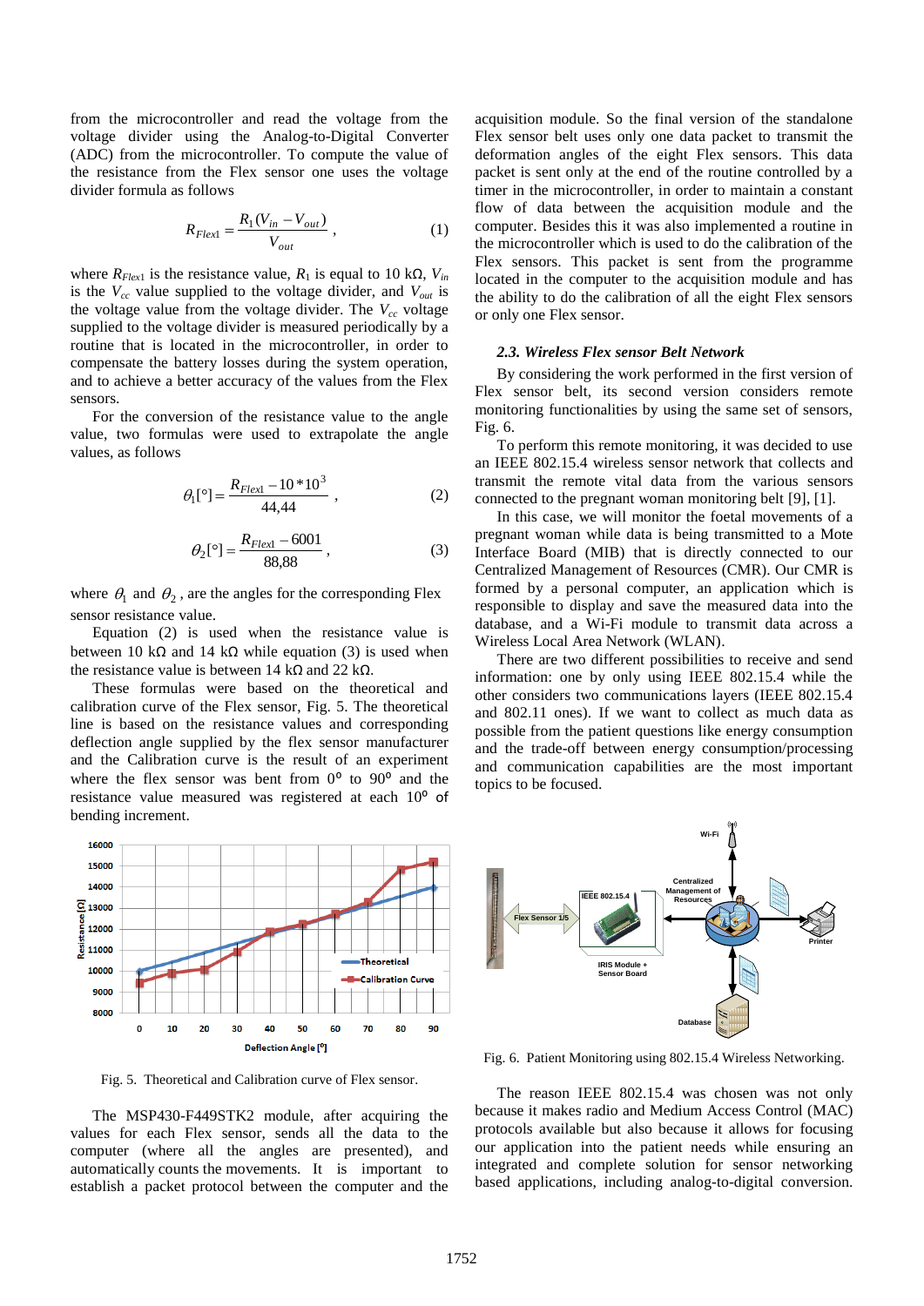from the microcontroller and read the voltage from the voltage divider using the Analog-to-Digital Converter (ADC) from the microcontroller. To compute the value of the resistance from the Flex sensor one uses the voltage divider formula as follows

$$R_{Flex1} = \frac{R_1(V_{in} - V_{out})}{V_{out}}, \tag{1}$$

where $R_{Flex1}$ is the resistance value, $R_1$ is equal to 10 kΩ, $V_{in}$ is the $V_{cc}$ value supplied to the voltage divider, and $V_{out}$ is the voltage value from the voltage divider. The $V_{cc}$ voltage supplied to the voltage divider is measured periodically by a routine that is located in the microcontroller, in order to compensate the battery losses during the system operation, and to achieve a better accuracy of the values from the Flex sensors.

For the conversion of the resistance value to the angle value, two formulas were used to extrapolate the angle values, as follows

$$\theta_1[°] = \frac{R_{Flex1} - 10*10^3}{44{,}44}, \tag{2}$$

$$\theta_2[°] = \frac{R_{Flex1} - 6001}{88{,}88}, \tag{3}$$

where $\theta_1$ and $\theta_2$, are the angles for the corresponding Flex sensor resistance value.

Equation (2) is used when the resistance value is between 10 kΩ and 14 kΩ while equation (3) is used when the resistance value is between 14 kΩ and 22 kΩ.

These formulas were based on the theoretical and calibration curve of the Flex sensor, Fig. 5. The theoretical line is based on the resistance values and corresponding deflection angle supplied by the flex sensor manufacturer and the Calibration curve is the result of an experiment where the flex sensor was bent from 0° to 90° and the resistance value measured was registered at each 10° of bending increment.

Fig. 5. Theoretical and Calibration curve of Flex sensor.

The MSP430-F449STK2 module, after acquiring the values for each Flex sensor, sends all the data to the computer (where all the angles are presented), and automatically counts the movements. It is important to establish a packet protocol between the computer and the acquisition module. So the final version of the standalone Flex sensor belt uses only one data packet to transmit the deformation angles of the eight Flex sensors. This data packet is sent only at the end of the routine controlled by a timer in the microcontroller, in order to maintain a constant flow of data between the acquisition module and the computer. Besides this it was also implemented a routine in the microcontroller which is used to do the calibration of the Flex sensors. This packet is sent from the programme located in the computer to the acquisition module and has the ability to do the calibration of all the eight Flex sensors or only one Flex sensor.

### *2.3. Wireless Flex sensor Belt Network*

By considering the work performed in the first version of Flex sensor belt, its second version considers remote monitoring functionalities by using the same set of sensors, Fig. 6.

To perform this remote monitoring, it was decided to use an IEEE 802.15.4 wireless sensor network that collects and transmit the remote vital data from the various sensors connected to the pregnant woman monitoring belt [9], [1].

In this case, we will monitor the foetal movements of a pregnant woman while data is being transmitted to a Mote Interface Board (MIB) that is directly connected to our Centralized Management of Resources (CMR). Our CMR is formed by a personal computer, an application which is responsible to display and save the measured data into the database, and a Wi-Fi module to transmit data across a Wireless Local Area Network (WLAN).

There are two different possibilities to receive and send information: one by only using IEEE 802.15.4 while the other considers two communications layers (IEEE 802.15.4 and 802.11 ones). If we want to collect as much data as possible from the patient questions like energy consumption and the trade-off between energy consumption/processing and communication capabilities are the most important topics to be focused.

Fig. 6. Patient Monitoring using 802.15.4 Wireless Networking.

The reason IEEE 802.15.4 was chosen was not only because it makes radio and Medium Access Control (MAC) protocols available but also because it allows for focusing our application into the patient needs while ensuring an integrated and complete solution for sensor networking based applications, including analog-to-digital conversion.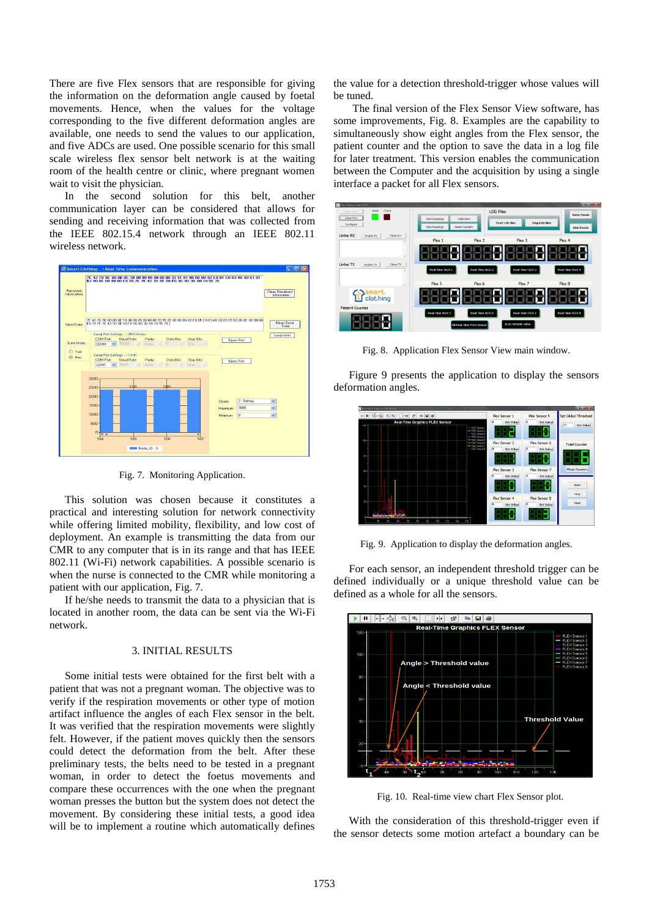There are five Flex sensors that are responsible for giving the information on the deformation angle caused by foetal movements. Hence, when the values for the voltage corresponding to the five different deformation angles are available, one needs to send the values to our application, and five ADCs are used. One possible scenario for this small scale wireless flex sensor belt network is at the waiting room of the health centre or clinic, where pregnant women wait to visit the physician.

In the second solution for this belt, another communication layer can be considered that allows for sending and receiving information that was collected from the IEEE 802.15.4 network through an IEEE 802.11 wireless network.

Fig. 7. Monitoring Application.

This solution was chosen because it constitutes a practical and interesting solution for network connectivity while offering limited mobility, flexibility, and low cost of deployment. An example is transmitting the data from our CMR to any computer that is in its range and that has IEEE 802.11 (Wi-Fi) network capabilities. A possible scenario is when the nurse is connected to the CMR while monitoring a patient with our application, Fig. 7.

If he/she needs to transmit the data to a physician that is located in another room, the data can be sent via the Wi-Fi network.

## 3. INITIAL RESULTS

Some initial tests were obtained for the first belt with a patient that was not a pregnant woman. The objective was to verify if the respiration movements or other type of motion artifact influence the angles of each Flex sensor in the belt. It was verified that the respiration movements were slightly felt. However, if the patient moves quickly then the sensors could detect the deformation from the belt. After these preliminary tests, the belts need to be tested in a pregnant woman, in order to detect the foetus movements and compare these occurrences with the one when the pregnant woman presses the button but the system does not detect the movement. By considering these initial tests, a good idea will be to implement a routine which automatically defines the value for a detection threshold-trigger whose values will be tuned.

The final version of the Flex Sensor View software, has some improvements, Fig. 8. Examples are the capability to simultaneously show eight angles from the Flex sensor, the patient counter and the option to save the data in a log file for later treatment. This version enables the communication between the Computer and the acquisition by using a single interface a packet for all Flex sensors.

Fig. 8. Application Flex Sensor View main window.

Figure 9 presents the application to display the sensors deformation angles.

Fig. 9. Application to display the deformation angles.

For each sensor, an independent threshold trigger can be defined individually or a unique threshold value can be defined as a whole for all the sensors.

Fig. 10. Real-time view chart Flex Sensor plot.

With the consideration of this threshold-trigger even if the sensor detects some motion artefact a boundary can be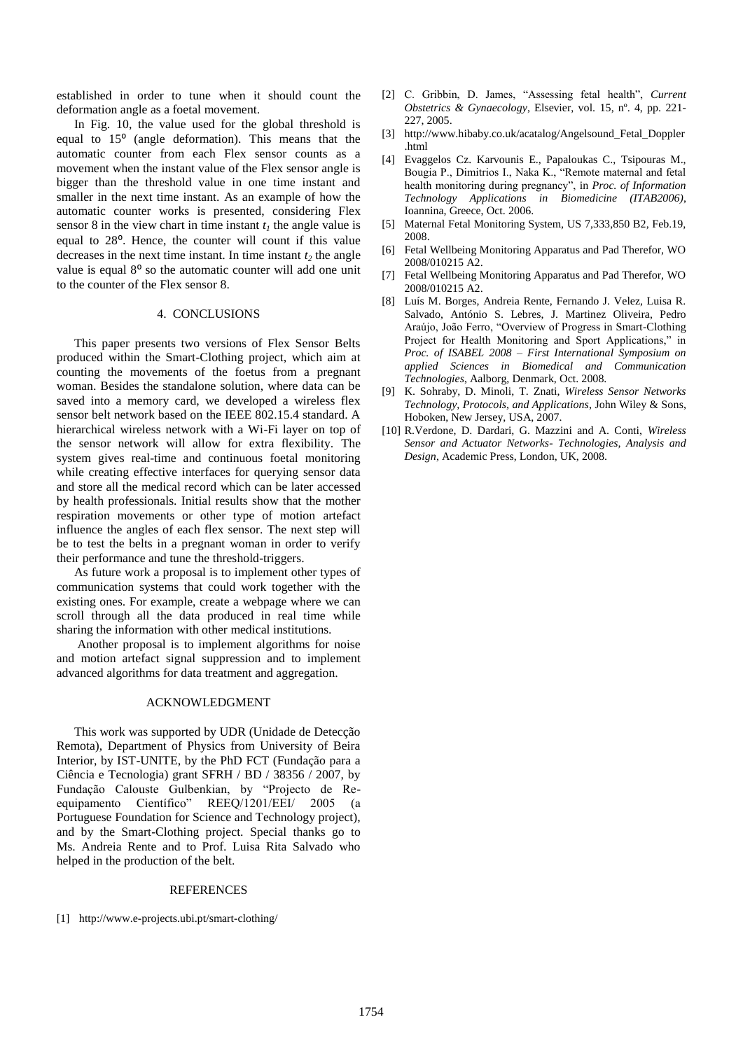established in order to tune when it should count the deformation angle as a foetal movement.

In Fig. 10, the value used for the global threshold is equal to 15⁰ (angle deformation). This means that the automatic counter from each Flex sensor counts as a movement when the instant value of the Flex sensor angle is bigger than the threshold value in one time instant and smaller in the next time instant. As an example of how the automatic counter works is presented, considering Flex sensor 8 in the view chart in time instant $t_1$ the angle value is equal to 28⁰. Hence, the counter will count if this value decreases in the next time instant. In time instant $t_2$ the angle value is equal 8⁰ so the automatic counter will add one unit to the counter of the Flex sensor 8.

## 4. CONCLUSIONS

This paper presents two versions of Flex Sensor Belts produced within the Smart-Clothing project, which aim at counting the movements of the foetus from a pregnant woman. Besides the standalone solution, where data can be saved into a memory card, we developed a wireless flex sensor belt network based on the IEEE 802.15.4 standard. A hierarchical wireless network with a Wi-Fi layer on top of the sensor network will allow for extra flexibility. The system gives real-time and continuous foetal monitoring while creating effective interfaces for querying sensor data and store all the medical record which can be later accessed by health professionals. Initial results show that the mother respiration movements or other type of motion artefact influence the angles of each flex sensor. The next step will be to test the belts in a pregnant woman in order to verify their performance and tune the threshold-triggers.

As future work a proposal is to implement other types of communication systems that could work together with the existing ones. For example, create a webpage where we can scroll through all the data produced in real time while sharing the information with other medical institutions.

Another proposal is to implement algorithms for noise and motion artefact signal suppression and to implement advanced algorithms for data treatment and aggregation.

## ACKNOWLEDGMENT

This work was supported by UDR (Unidade de Detecção Remota), Department of Physics from University of Beira Interior, by IST-UNITE, by the PhD FCT (Fundação para a Ciência e Tecnologia) grant SFRH / BD / 38356 / 2007, by Fundação Calouste Gulbenkian, by "Projecto de Re-equipamento Científico" REEQ/1201/EEI/ 2005 (a Portuguese Foundation for Science and Technology project), and by the Smart-Clothing project. Special thanks go to Ms. Andreia Rente and to Prof. Luisa Rita Salvado who helped in the production of the belt.

## REFERENCES

[1] http://www.e-projects.ubi.pt/smart-clothing/

[2] C. Gribbin, D. James, "Assessing fetal health", *Current Obstetrics & Gynaecology*, Elsevier, vol. 15, nº. 4, pp. 221-227, 2005.

[3] http://www.hibaby.co.uk/acatalog/Angelsound_Fetal_Doppler.html

[4] Evaggelos Cz. Karvounis E., Papaloukas C., Tsipouras M., Bougia P., Dimitrios I., Naka K., "Remote maternal and fetal health monitoring during pregnancy", in *Proc. of Information Technology Applications in Biomedicine (ITAB2006)*, Ioannina, Greece, Oct. 2006.

[5] Maternal Fetal Monitoring System, US 7,333,850 B2, Feb.19, 2008.

[6] Fetal Wellbeing Monitoring Apparatus and Pad Therefor, WO 2008/010215 A2.

[7] Fetal Wellbeing Monitoring Apparatus and Pad Therefor, WO 2008/010215 A2.

[8] Luís M. Borges, Andreia Rente, Fernando J. Velez, Luisa R. Salvado, António S. Lebres, J. Martinez Oliveira, Pedro Araújo, João Ferro, "Overview of Progress in Smart-Clothing Project for Health Monitoring and Sport Applications," in *Proc. of ISABEL 2008 – First International Symposium on applied Sciences in Biomedical and Communication Technologies*, Aalborg, Denmark, Oct. 2008.

[9] K. Sohraby, D. Minoli, T. Znati, *Wireless Sensor Networks Technology, Protocols, and Applications*, John Wiley & Sons, Hoboken, New Jersey, USA, 2007.

[10] R.Verdone, D. Dardari, G. Mazzini and A. Conti, *Wireless Sensor and Actuator Networks- Technologies, Analysis and Design*, Academic Press, London, UK, 2008.